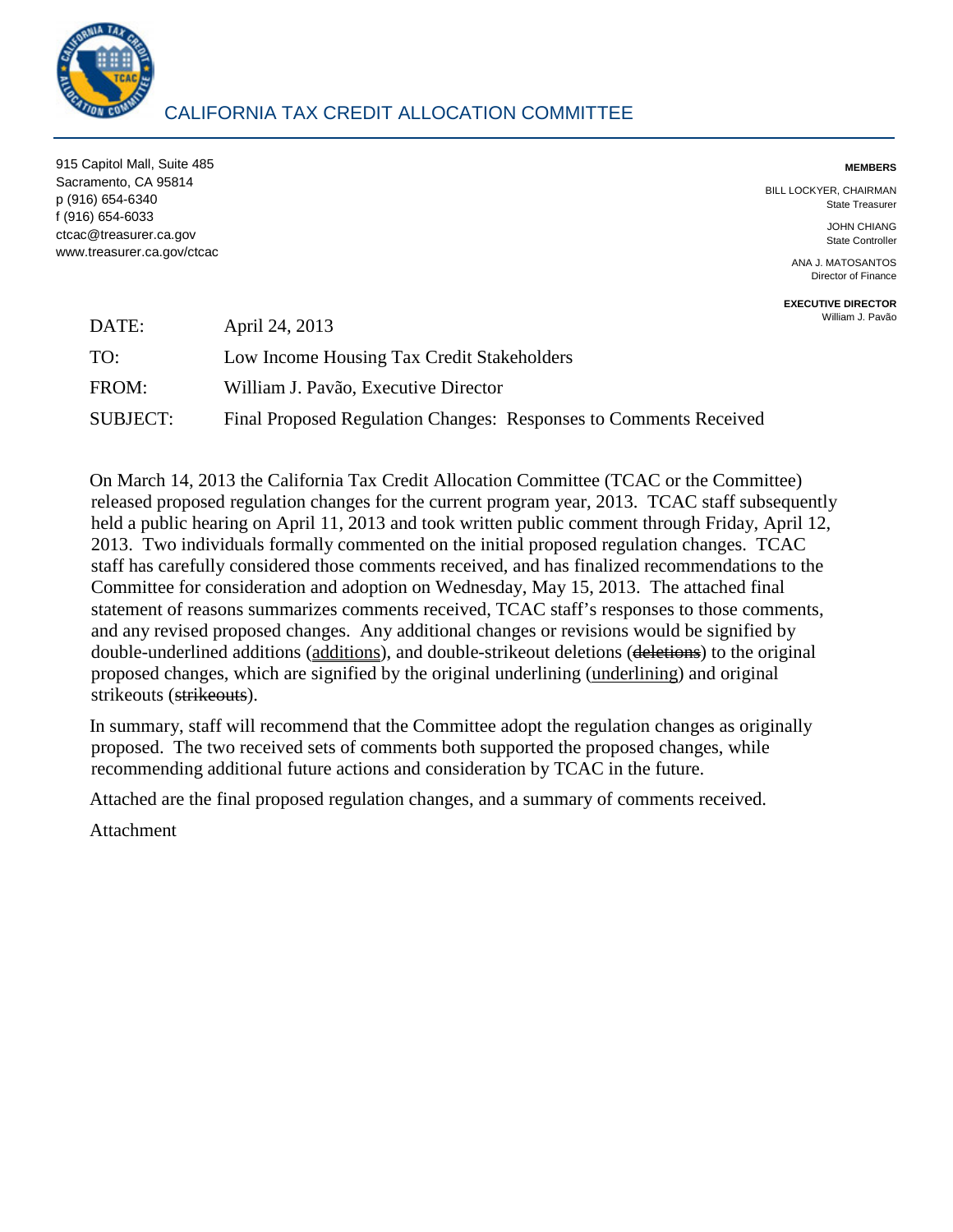# CALIFORNIA TAX CREDIT ALLOCATION COMMITTEE

915 Capitol Mall, Suite 485
Sacramento, CA 95814
p (916) 654-6340
f (916) 654-6033
ctcac@treasurer.ca.gov
www.treasurer.ca.gov/ctcac

**MEMBERS**

BILL LOCKYER, CHAIRMAN
State Treasurer

JOHN CHIANG
State Controller

ANA J. MATOSANTOS
Director of Finance

**EXECUTIVE DIRECTOR**
William J. Pavão

| | |
|---|---|
| DATE: | April 24, 2013 |
| TO: | Low Income Housing Tax Credit Stakeholders |
| FROM: | William J. Pavão, Executive Director |
| SUBJECT: | Final Proposed Regulation Changes: Responses to Comments Received |

On March 14, 2013 the California Tax Credit Allocation Committee (TCAC or the Committee) released proposed regulation changes for the current program year, 2013. TCAC staff subsequently held a public hearing on April 11, 2013 and took written public comment through Friday, April 12, 2013. Two individuals formally commented on the initial proposed regulation changes. TCAC staff has carefully considered those comments received, and has finalized recommendations to the Committee for consideration and adoption on Wednesday, May 15, 2013. The attached final statement of reasons summarizes comments received, TCAC staff's responses to those comments, and any revised proposed changes. Any additional changes or revisions would be signified by double-underlined additions (additions), and double-strikeout deletions (~~deletions~~) to the original proposed changes, which are signified by the original underlining (underlining) and original strikeouts (~~strikeouts~~).

In summary, staff will recommend that the Committee adopt the regulation changes as originally proposed. The two received sets of comments both supported the proposed changes, while recommending additional future actions and consideration by TCAC in the future.

Attached are the final proposed regulation changes, and a summary of comments received.

Attachment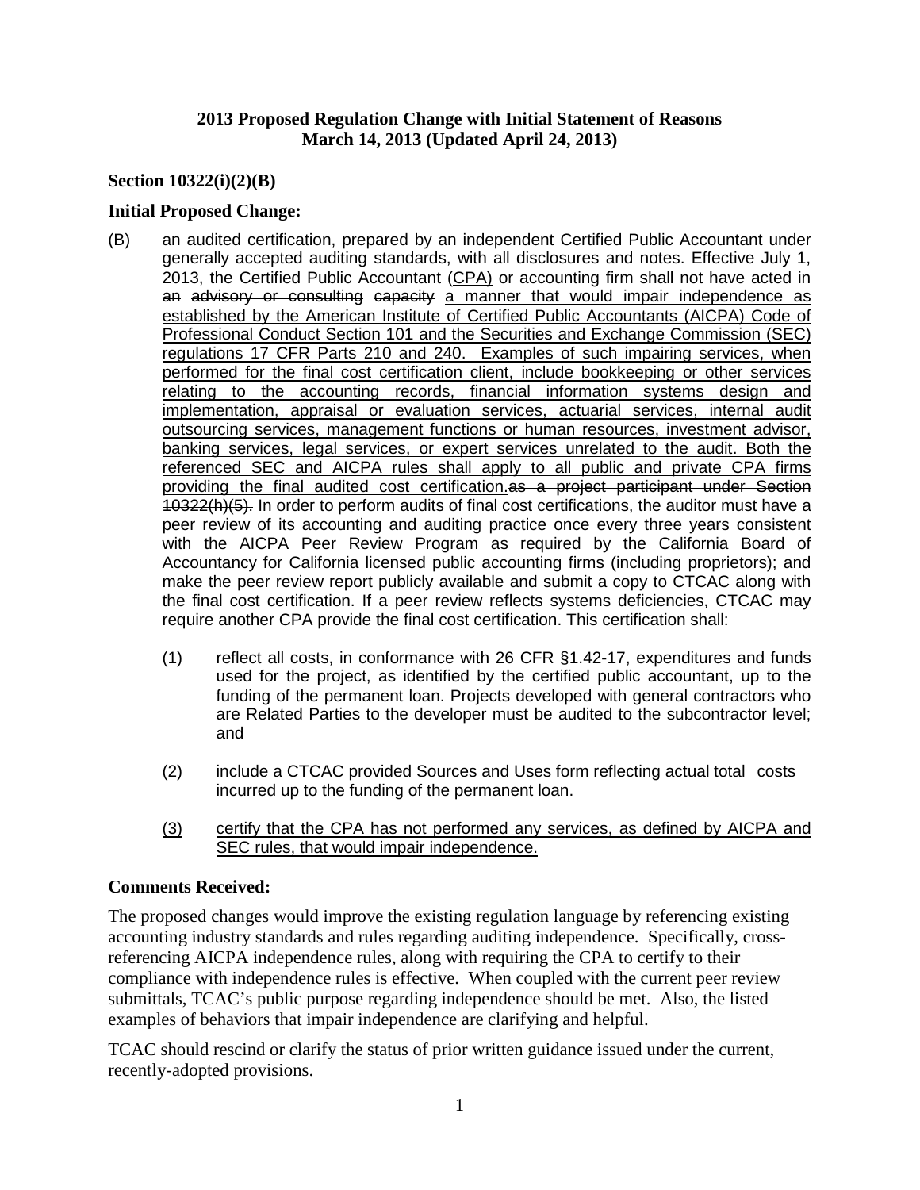**2013 Proposed Regulation Change with Initial Statement of Reasons**
**March 14, 2013 (Updated April 24, 2013)**

### Section 10322(i)(2)(B)

### Initial Proposed Change:

(B) an audited certification, prepared by an independent Certified Public Accountant under generally accepted auditing standards, with all disclosures and notes. Effective July 1, 2013, the Certified Public Accountant <u>(CPA)</u> or accounting firm shall not have acted in ~~an advisory or consulting capacity~~ <u>a manner that would impair independence as established by the American Institute of Certified Public Accountants (AICPA) Code of Professional Conduct Section 101 and the Securities and Exchange Commission (SEC) regulations 17 CFR Parts 210 and 240. Examples of such impairing services, when performed for the final cost certification client, include bookkeeping or other services relating to the accounting records, financial information systems design and implementation, appraisal or evaluation services, actuarial services, internal audit outsourcing services, management functions or human resources, investment advisor, banking services, legal services, or expert services unrelated to the audit. Both the referenced SEC and AICPA rules shall apply to all public and private CPA firms providing the final audited cost certification.</u>~~as a project participant under Section 10322(h)(5).~~ In order to perform audits of final cost certifications, the auditor must have a peer review of its accounting and auditing practice once every three years consistent with the AICPA Peer Review Program as required by the California Board of Accountancy for California licensed public accounting firms (including proprietors); and make the peer review report publicly available and submit a copy to CTCAC along with the final cost certification. If a peer review reflects systems deficiencies, CTCAC may require another CPA provide the final cost certification. This certification shall:

(1) reflect all costs, in conformance with 26 CFR §1.42-17, expenditures and funds used for the project, as identified by the certified public accountant, up to the funding of the permanent loan. Projects developed with general contractors who are Related Parties to the developer must be audited to the subcontractor level; and

(2) include a CTCAC provided Sources and Uses form reflecting actual total costs incurred up to the funding of the permanent loan.

<u>(3) certify that the CPA has not performed any services, as defined by AICPA and SEC rules, that would impair independence.</u>

### Comments Received:

The proposed changes would improve the existing regulation language by referencing existing accounting industry standards and rules regarding auditing independence. Specifically, cross-referencing AICPA independence rules, along with requiring the CPA to certify to their compliance with independence rules is effective. When coupled with the current peer review submittals, TCAC's public purpose regarding independence should be met. Also, the listed examples of behaviors that impair independence are clarifying and helpful.

TCAC should rescind or clarify the status of prior written guidance issued under the current, recently-adopted provisions.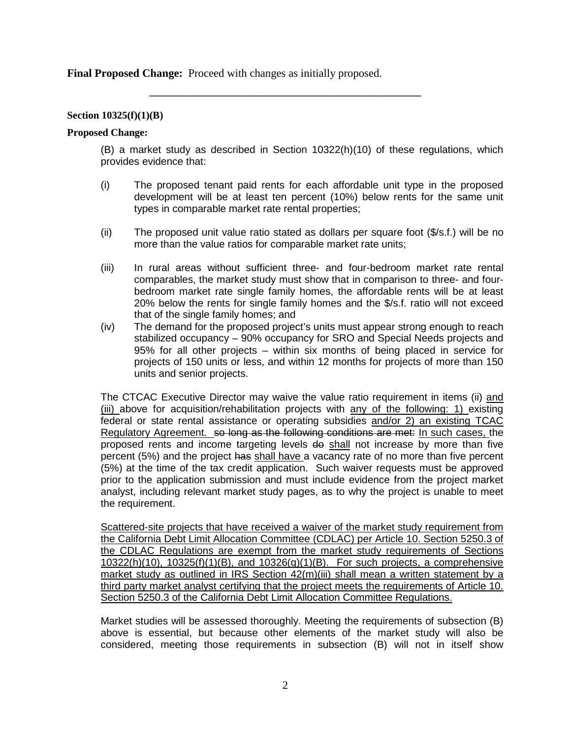**Final Proposed Change:** Proceed with changes as initially proposed.

---

**Section 10325(f)(1)(B)**

**Proposed Change:**

(B) a market study as described in Section 10322(h)(10) of these regulations, which provides evidence that:

(i) The proposed tenant paid rents for each affordable unit type in the proposed development will be at least ten percent (10%) below rents for the same unit types in comparable market rate rental properties;

(ii) The proposed unit value ratio stated as dollars per square foot ($/s.f.) will be no more than the value ratios for comparable market rate units;

(iii) In rural areas without sufficient three- and four-bedroom market rate rental comparables, the market study must show that in comparison to three- and four-bedroom market rate single family homes, the affordable rents will be at least 20% below the rents for single family homes and the $/s.f. ratio will not exceed that of the single family homes; and

(iv) The demand for the proposed project's units must appear strong enough to reach stabilized occupancy – 90% occupancy for SRO and Special Needs projects and 95% for all other projects – within six months of being placed in service for projects of 150 units or less, and within 12 months for projects of more than 150 units and senior projects.

The CTCAC Executive Director may waive the value ratio requirement in items (ii) <u>and (iii)</u> above for acquisition/rehabilitation projects with <u>any of the following: 1)</u> existing federal or state rental assistance or operating subsidies <u>and/or 2) an existing TCAC Regulatory Agreement.</u> ~~so long as the following conditions are met:~~ <u>In such cases,</u> the proposed rents and income targeting levels ~~do~~ <u>shall</u> not increase by more than five percent (5%) and the project ~~has~~ <u>shall have</u> a vacancy rate of no more than five percent (5%) at the time of the tax credit application. Such waiver requests must be approved prior to the application submission and must include evidence from the project market analyst, including relevant market study pages, as to why the project is unable to meet the requirement.

<u>Scattered-site projects that have received a waiver of the market study requirement from the California Debt Limit Allocation Committee (CDLAC) per Article 10. Section 5250.3 of the CDLAC Regulations are exempt from the market study requirements of Sections 10322(h)(10), 10325(f)(1)(B), and 10326(g)(1)(B). For such projects, a comprehensive market study as outlined in IRS Section 42(m)(iii) shall mean a written statement by a third party market analyst certifying that the project meets the requirements of Article 10. Section 5250.3 of the California Debt Limit Allocation Committee Regulations.</u>

Market studies will be assessed thoroughly. Meeting the requirements of subsection (B) above is essential, but because other elements of the market study will also be considered, meeting those requirements in subsection (B) will not in itself show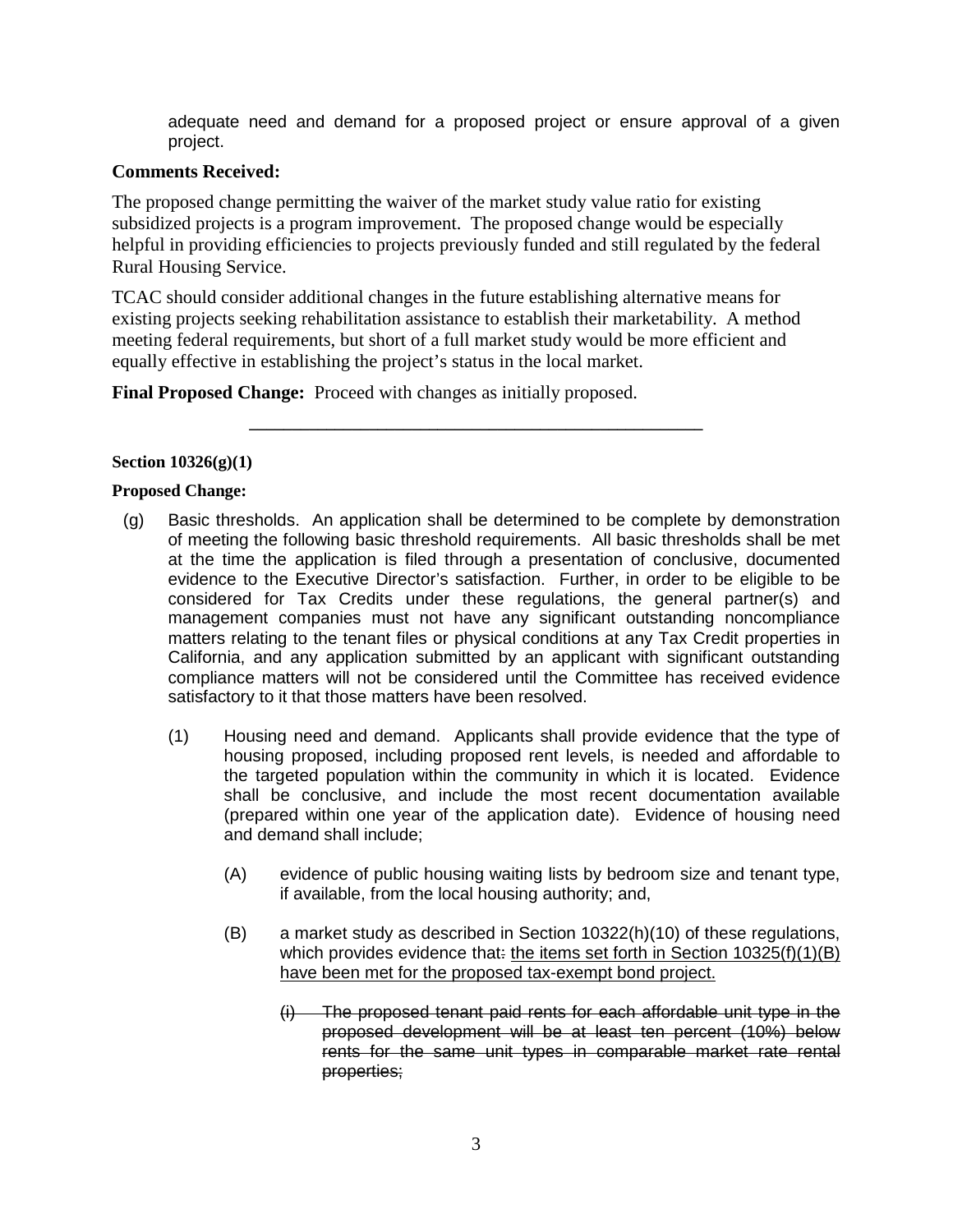adequate need and demand for a proposed project or ensure approval of a given project.

**Comments Received:**

The proposed change permitting the waiver of the market study value ratio for existing subsidized projects is a program improvement. The proposed change would be especially helpful in providing efficiencies to projects previously funded and still regulated by the federal Rural Housing Service.

TCAC should consider additional changes in the future establishing alternative means for existing projects seeking rehabilitation assistance to establish their marketability. A method meeting federal requirements, but short of a full market study would be more efficient and equally effective in establishing the project's status in the local market.

**Final Proposed Change:** Proceed with changes as initially proposed.

---

**Section 10326(g)(1)**

**Proposed Change:**

(g) Basic thresholds. An application shall be determined to be complete by demonstration of meeting the following basic threshold requirements. All basic thresholds shall be met at the time the application is filed through a presentation of conclusive, documented evidence to the Executive Director's satisfaction. Further, in order to be eligible to be considered for Tax Credits under these regulations, the general partner(s) and management companies must not have any significant outstanding noncompliance matters relating to the tenant files or physical conditions at any Tax Credit properties in California, and any application submitted by an applicant with significant outstanding compliance matters will not be considered until the Committee has received evidence satisfactory to it that those matters have been resolved.

(1) Housing need and demand. Applicants shall provide evidence that the type of housing proposed, including proposed rent levels, is needed and affordable to the targeted population within the community in which it is located. Evidence shall be conclusive, and include the most recent documentation available (prepared within one year of the application date). Evidence of housing need and demand shall include;

(A) evidence of public housing waiting lists by bedroom size and tenant type, if available, from the local housing authority; and,

(B) a market study as described in Section 10322(h)(10) of these regulations, which provides evidence that~~:~~ <u>the items set forth in Section 10325(f)(1)(B) have been met for the proposed tax-exempt bond project.</u>

~~(i) The proposed tenant paid rents for each affordable unit type in the proposed development will be at least ten percent (10%) below rents for the same unit types in comparable market rate rental properties;~~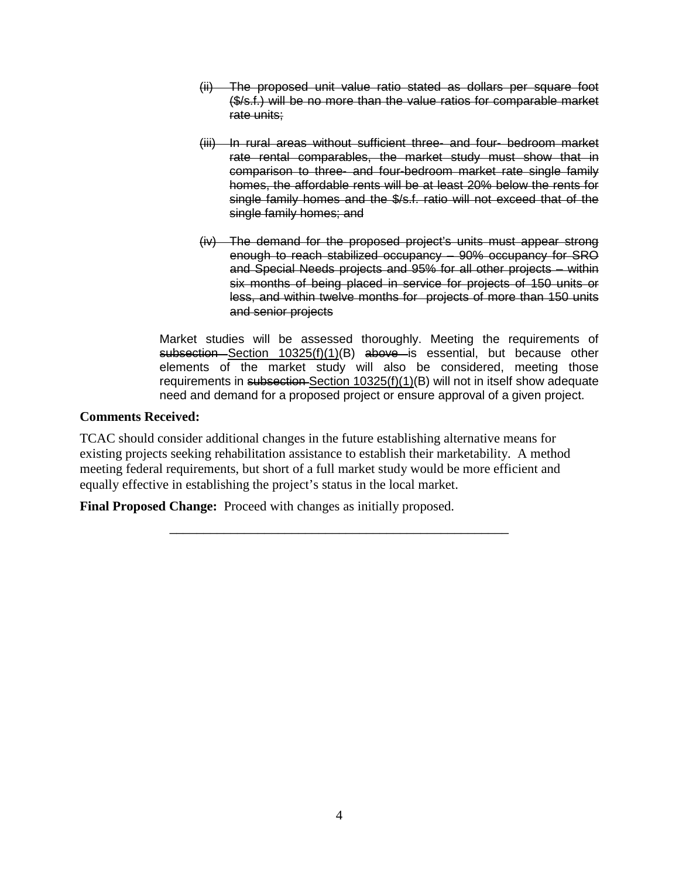~~(ii) The proposed unit value ratio stated as dollars per square foot ($/s.f.) will be no more than the value ratios for comparable market rate units;~~

~~(iii) In rural areas without sufficient three- and four- bedroom market rate rental comparables, the market study must show that in comparison to three- and four-bedroom market rate single family homes, the affordable rents will be at least 20% below the rents for single family homes and the $/s.f. ratio will not exceed that of the single family homes; and~~

~~(iv) The demand for the proposed project's units must appear strong enough to reach stabilized occupancy – 90% occupancy for SRO and Special Needs projects and 95% for all other projects – within six months of being placed in service for projects of 150 units or less, and within twelve months for projects of more than 150 units and senior projects~~

Market studies will be assessed thoroughly. Meeting the requirements of ~~subsection~~ <u>Section 10325(f)(1)</u>(B) ~~above~~ is essential, but because other elements of the market study will also be considered, meeting those requirements in ~~subsection~~ <u>Section 10325(f)(1)</u>(B) will not in itself show adequate need and demand for a proposed project or ensure approval of a given project.

**Comments Received:**

TCAC should consider additional changes in the future establishing alternative means for existing projects seeking rehabilitation assistance to establish their marketability. A method meeting federal requirements, but short of a full market study would be more efficient and equally effective in establishing the project's status in the local market.

**Final Proposed Change:** Proceed with changes as initially proposed.

---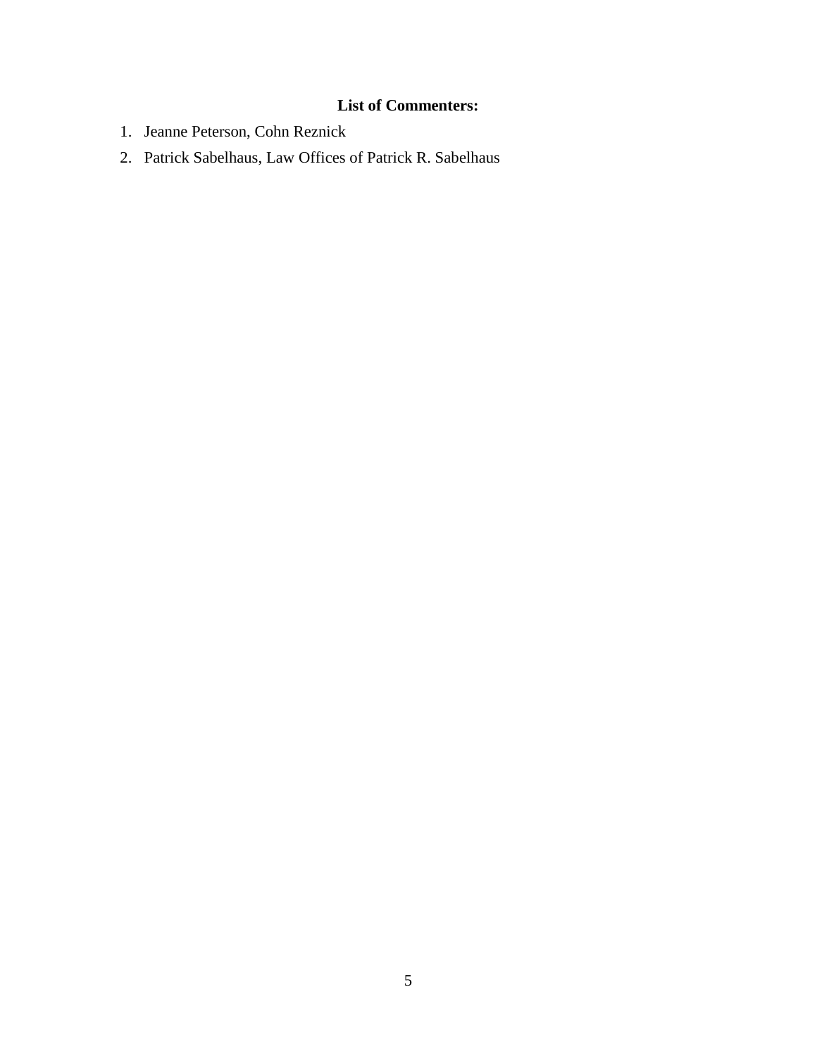**List of Commenters:**

1. Jeanne Peterson, Cohn Reznick
2. Patrick Sabelhaus, Law Offices of Patrick R. Sabelhaus